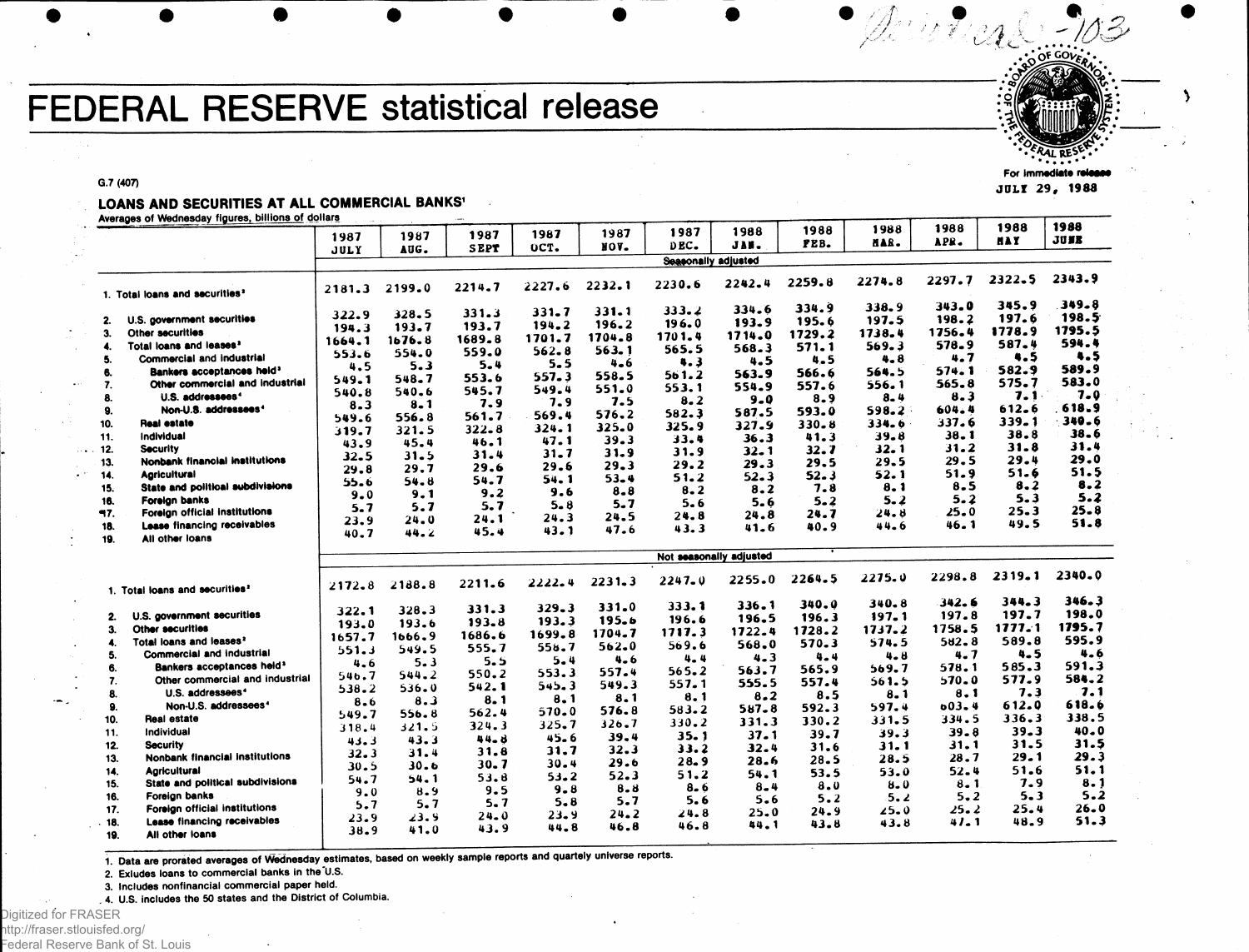# FEDERAL RESERVE statistical release

G.7 (407)

For immediate release
JULY 29, 1988

## LOANS AND SECURITIES AT ALL COMMERCIAL BANKS[1]

Averages of Wednesday figures, billions of dollars

| | 1987 JULY | 1987 AUG. | 1987 SEPT | 1987 OCT. | 1987 NOV. | 1987 DEC. | 1988 JAN. | 1988 FEB. | 1988 MAR. | 1988 APR. | 1988 MAY | 1988 JUNE |
|---|---|---|---|---|---|---|---|---|---|---|---|---|
| | Seasonally adjusted | | | | | | | | | | | |
| 1. Total loans and securities[2] | 2181.3 | 2199.0 | 2214.7 | 2227.6 | 2232.1 | 2230.6 | 2242.4 | 2259.8 | 2274.8 | 2297.7 | 2322.5 | 2343.9 |
| 2. U.S. government securities | 322.9 | 328.5 | 331.3 | 331.7 | 331.1 | 333.2 | 334.6 | 334.9 | 338.9 | 343.0 | 345.9 | 349.8 |
| 3. Other securities | 194.3 | 193.7 | 193.7 | 194.2 | 196.2 | 196.0 | 193.9 | 195.6 | 197.5 | 198.2 | 197.6 | 198.5 |
| 4. Total loans and leases[2] | 1664.1 | 1676.8 | 1689.8 | 1701.7 | 1704.8 | 1701.4 | 1714.0 | 1729.2 | 1738.4 | 1756.4 | 1778.9 | 1795.5 |
| 5. Commercial and industrial | 553.6 | 554.0 | 559.0 | 562.8 | 563.1 | 565.5 | 568.3 | 571.1 | 569.3 | 578.9 | 587.4 | 594.4 |
| 6. Bankers acceptances held[3] | 4.5 | 5.3 | 5.4 | 5.5 | 4.6 | 4.3 | 4.5 | 4.5 | 4.8 | 4.7 | 4.5 | 4.5 |
| 7. Other commercial and industrial | 549.1 | 548.7 | 553.6 | 557.3 | 558.5 | 561.2 | 563.9 | 566.6 | 564.5 | 574.1 | 582.9 | 589.9 |
| 8. U.S. addressees[4] | 540.8 | 540.6 | 545.7 | 549.4 | 551.0 | 553.1 | 554.9 | 557.6 | 556.1 | 565.8 | 575.7 | 583.0 |
| 9. Non-U.S. addressees[4] | 8.3 | 8.1 | 7.9 | 7.9 | 7.5 | 8.2 | 9.0 | 8.9 | 8.4 | 8.3 | 7.1 | 7.0 |
| 10. Real estate | 549.6 | 556.8 | 561.7 | 569.4 | 576.2 | 582.3 | 587.5 | 593.0 | 598.2 | 604.4 | 612.6 | 618.9 |
| 11. Individual | 319.7 | 321.5 | 322.8 | 324.1 | 325.0 | 325.9 | 327.9 | 330.8 | 334.6 | 337.6 | 339.1 | 340.6 |
| 12. Security | 43.9 | 45.4 | 46.1 | 47.1 | 39.3 | 33.4 | 36.3 | 41.3 | 39.8 | 38.1 | 38.8 | 38.6 |
| 13. Nonbank financial institutions | 32.5 | 31.5 | 31.4 | 31.7 | 31.9 | 31.9 | 32.1 | 32.7 | 32.1 | 31.2 | 31.8 | 31.4 |
| 14. Agricultural | 29.8 | 29.7 | 29.6 | 29.6 | 29.3 | 29.2 | 29.3 | 29.5 | 29.5 | 29.5 | 29.4 | 29.0 |
| 15. State and political subdivisions | 55.6 | 54.8 | 54.7 | 54.1 | 53.4 | 51.2 | 52.3 | 52.3 | 52.1 | 51.9 | 51.6 | 51.5 |
| 16. Foreign banks | 9.0 | 9.1 | 9.2 | 9.6 | 8.8 | 8.2 | 8.2 | 7.8 | 8.1 | 8.5 | 8.2 | 8.2 |
| 17. Foreign official institutions | 5.7 | 5.7 | 5.7 | 5.8 | 5.7 | 5.6 | 5.6 | 5.2 | 5.2 | 5.2 | 5.3 | 5.2 |
| 18. Lease financing receivables | 23.9 | 24.0 | 24.1 | 24.3 | 24.5 | 24.8 | 24.8 | 24.7 | 24.8 | 25.0 | 25.3 | 25.8 |
| 19. All other loans | 40.7 | 44.2 | 45.4 | 43.1 | 47.6 | 43.3 | 41.6 | 40.9 | 44.6 | 46.1 | 49.5 | 51.8 |
| | Not seasonally adjusted | | | | | | | | | | | |
| 1. Total loans and securities[2] | 2172.8 | 2188.8 | 2211.6 | 2222.4 | 2231.3 | 2247.0 | 2255.0 | 2264.5 | 2275.0 | 2298.8 | 2319.1 | 2340.0 |
| 2. U.S. government securities | 322.1 | 328.3 | 331.3 | 329.3 | 331.0 | 333.1 | 336.1 | 340.0 | 340.8 | 342.6 | 344.3 | 346.3 |
| 3. Other securities | 193.0 | 193.6 | 193.8 | 193.3 | 195.6 | 196.6 | 196.5 | 196.3 | 197.1 | 197.8 | 197.7 | 198.0 |
| 4. Total loans and leases[2] | 1657.7 | 1666.9 | 1686.6 | 1699.8 | 1704.7 | 1717.3 | 1722.4 | 1728.2 | 1737.2 | 1758.5 | 1777.1 | 1795.7 |
| 5. Commercial and industrial | 551.3 | 549.5 | 555.7 | 558.7 | 562.0 | 569.6 | 568.0 | 570.3 | 574.5 | 582.8 | 589.8 | 595.9 |
| 6. Bankers acceptances held[3] | 4.6 | 5.3 | 5.5 | 5.4 | 4.6 | 4.4 | 4.3 | 4.4 | 4.8 | 4.7 | 4.5 | 4.6 |
| 7. Other commercial and industrial | 546.7 | 544.2 | 550.2 | 553.3 | 557.4 | 565.2 | 563.7 | 565.9 | 569.7 | 578.1 | 585.3 | 591.3 |
| 8. U.S. addressees[4] | 538.2 | 536.0 | 542.1 | 545.3 | 549.3 | 557.1 | 555.5 | 557.4 | 561.5 | 570.0 | 577.9 | 584.2 |
| 9. Non-U.S. addressees[4] | 8.6 | 8.3 | 8.1 | 8.1 | 8.1 | 8.1 | 8.2 | 8.5 | 8.1 | 8.1 | 7.3 | 7.1 |
| 10. Real estate | 549.7 | 556.8 | 562.4 | 570.0 | 576.8 | 583.2 | 587.8 | 592.3 | 597.4 | 603.4 | 612.0 | 618.6 |
| 11. Individual | 318.4 | 321.5 | 324.3 | 325.7 | 326.7 | 330.2 | 331.3 | 330.2 | 331.5 | 334.5 | 336.3 | 338.5 |
| 12. Security | 43.3 | 43.3 | 44.8 | 45.6 | 39.4 | 35.1 | 37.1 | 39.7 | 39.3 | 39.8 | 39.3 | 40.0 |
| 13. Nonbank financial institutions | 32.3 | 31.4 | 31.8 | 31.7 | 32.3 | 33.2 | 32.4 | 31.6 | 31.1 | 31.1 | 31.5 | 31.5 |
| 14. Agricultural | 30.5 | 30.6 | 30.7 | 30.4 | 29.6 | 28.9 | 28.6 | 28.5 | 28.5 | 28.7 | 29.1 | 29.3 |
| 15. State and political subdivisions | 54.7 | 54.1 | 53.8 | 53.2 | 52.3 | 51.2 | 54.1 | 53.5 | 53.0 | 52.4 | 51.6 | 51.1 |
| 16. Foreign banks | 9.0 | 8.9 | 9.5 | 9.8 | 8.8 | 8.6 | 8.4 | 8.0 | 8.0 | 8.1 | 7.9 | 8.1 |
| 17. Foreign official institutions | 5.7 | 5.7 | 5.7 | 5.8 | 5.7 | 5.6 | 5.6 | 5.2 | 5.2 | 5.2 | 5.3 | 5.2 |
| 18. Lease financing receivables | 23.9 | 23.9 | 24.0 | 23.9 | 24.2 | 24.8 | 25.0 | 24.9 | 25.0 | 25.2 | 25.4 | 26.0 |
| 19. All other loans | 38.9 | 41.0 | 43.9 | 44.8 | 46.8 | 46.8 | 44.1 | 43.8 | 43.8 | 47.1 | 48.9 | 51.3 |

1. Data are prorated averages of Wednesday estimates, based on weekly sample reports and quartely universe reports.
2. Exludes loans to commercial banks in the U.S.
3. Includes nonfinancial commercial paper held.
4. U.S. includes the 50 states and the District of Columbia.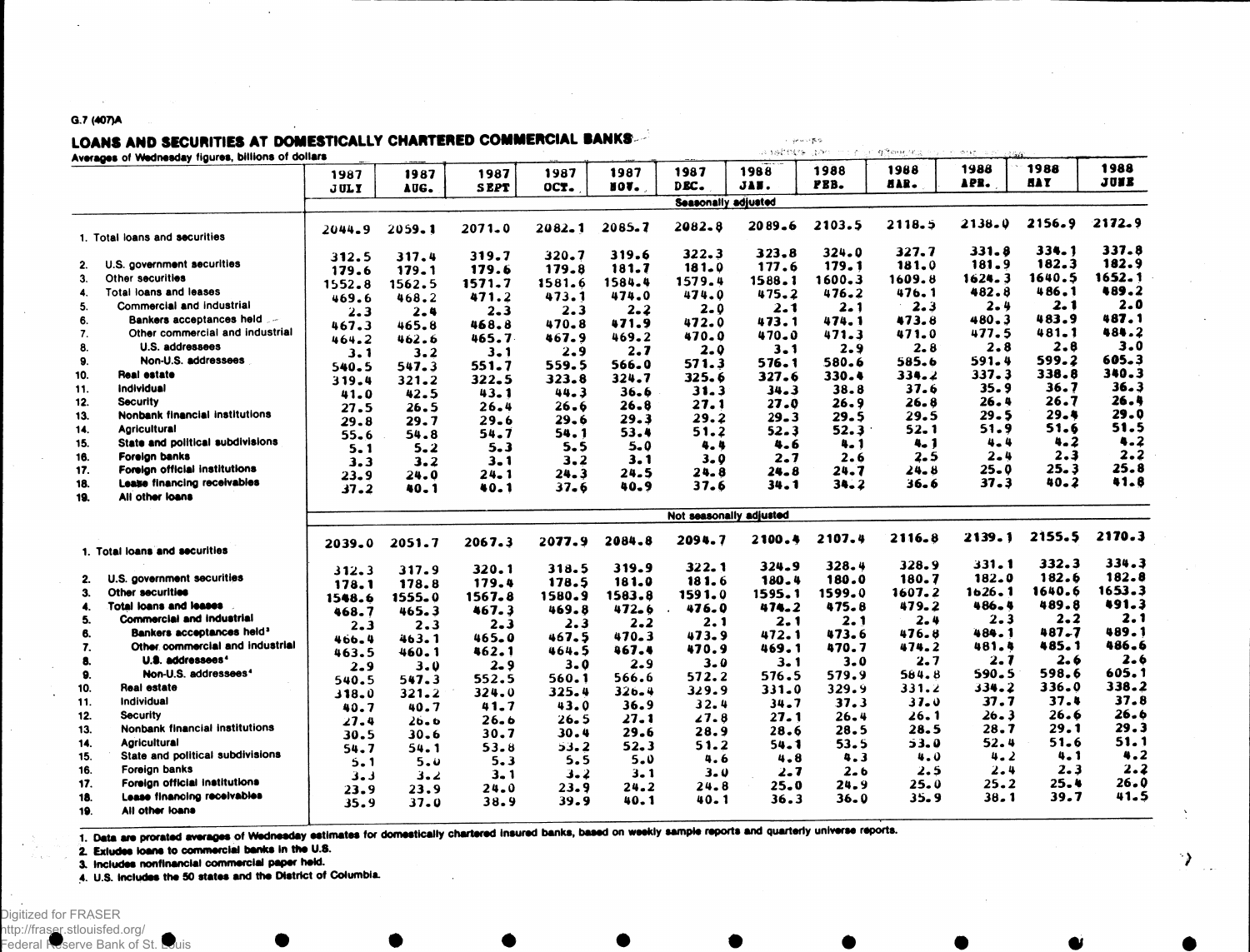G.7 (407)A

## LOANS AND SECURITIES AT DOMESTICALLY CHARTERED COMMERCIAL BANKS[1]

Averages of Wednesday figures, billions of dollars

| | 1987 JULY | 1987 AUG. | 1987 SEPT | 1987 OCT. | 1987 NOV. | 1987 DEC. | 1988 JAN. | 1988 FEB. | 1988 MAR. | 1988 APR. | 1988 MAY | 1988 JUNE |
|---|---|---|---|---|---|---|---|---|---|---|---|---|
| **Seasonally adjusted** | | | | | | | | | | | | |
| 1. Total loans and securities | 2044.9 | 2059.1 | 2071.0 | 2082.1 | 2085.7 | 2082.8 | 2089.6 | 2103.5 | 2118.5 | 2138.0 | 2156.9 | 2172.9 |
| 2. U.S. government securities | 312.5 | 317.4 | 319.7 | 320.7 | 319.6 | 322.3 | 323.8 | 324.0 | 327.7 | 331.8 | 334.1 | 337.8 |
| 3. Other securities | 179.6 | 179.1 | 179.6 | 179.8 | 181.7 | 181.0 | 177.6 | 179.1 | 181.0 | 181.9 | 182.3 | 182.9 |
| 4. Total loans and leases | 1552.8 | 1562.5 | 1571.7 | 1581.6 | 1584.4 | 1579.4 | 1588.1 | 1600.3 | 1609.8 | 1624.3 | 1640.5 | 1652.1 |
| 5. Commercial and industrial | 469.6 | 468.2 | 471.2 | 473.1 | 474.0 | 474.0 | 475.2 | 476.2 | 476.1 | 482.8 | 486.1 | 489.2 |
| 6. Bankers acceptances held[3] | 2.3 | 2.4 | 2.3 | 2.3 | 2.2 | 2.0 | 2.1 | 2.1 | 2.3 | 2.4 | 2.1 | 2.0 |
| 7. Other commercial and industrial | 467.3 | 465.8 | 468.8 | 470.8 | 471.9 | 472.0 | 473.1 | 474.1 | 473.8 | 480.3 | 483.9 | 487.1 |
| 8. U.S. addressees[4] | 464.2 | 462.6 | 465.7 | 467.9 | 469.2 | 470.0 | 470.0 | 471.3 | 471.0 | 477.5 | 481.1 | 484.2 |
| 9. Non-U.S. addressees | 3.1 | 3.2 | 3.1 | 2.9 | 2.7 | 2.0 | 3.1 | 2.9 | 2.8 | 2.8 | 2.8 | 3.0 |
| 10. Real estate | 540.5 | 547.3 | 551.7 | 559.5 | 566.0 | 571.3 | 576.1 | 580.6 | 585.6 | 591.4 | 599.2 | 605.3 |
| 11. Individual | 319.4 | 321.2 | 322.5 | 323.8 | 324.7 | 325.6 | 327.6 | 330.4 | 334.2 | 337.3 | 338.8 | 340.3 |
| 12. Security | 41.0 | 42.5 | 43.1 | 44.3 | 36.6 | 31.3 | 34.3 | 38.8 | 37.6 | 35.9 | 36.7 | 36.3 |
| 13. Nonbank financial institutions | 27.5 | 26.5 | 26.4 | 26.6 | 26.8 | 27.1 | 27.0 | 26.9 | 26.8 | 26.4 | 26.7 | 26.4 |
| 14. Agricultural | 29.8 | 29.7 | 29.6 | 29.6 | 29.3 | 29.2 | 29.3 | 29.5 | 29.5 | 29.5 | 29.4 | 29.0 |
| 15. State and political subdivisions | 55.6 | 54.8 | 54.7 | 54.1 | 53.4 | 51.2 | 52.3 | 52.3 | 52.1 | 51.9 | 51.6 | 51.5 |
| 16. Foreign banks | 5.1 | 5.2 | 5.3 | 5.5 | 5.0 | 4.4 | 4.6 | 4.1 | 4.1 | 4.4 | 4.2 | 4.2 |
| 17. Foreign official institutions | 3.3 | 3.2 | 3.1 | 3.2 | 3.1 | 3.0 | 2.7 | 2.6 | 2.5 | 2.4 | 2.3 | 2.2 |
| 18. Lease financing receivables | 23.9 | 24.0 | 24.1 | 24.3 | 24.5 | 24.8 | 24.8 | 24.7 | 24.8 | 25.0 | 25.3 | 25.8 |
| 19. All other loans | 37.2 | 40.1 | 40.1 | 37.6 | 40.9 | 37.6 | 34.1 | 34.2 | 36.6 | 37.3 | 40.2 | 41.8 |
| **Not seasonally adjusted** | | | | | | | | | | | | |
| 1. Total loans and securities | 2039.0 | 2051.7 | 2067.3 | 2077.9 | 2084.8 | 2094.7 | 2100.4 | 2107.4 | 2116.8 | 2139.1 | 2155.5 | 2170.3 |
| 2. U.S. government securities | 312.3 | 317.9 | 320.1 | 318.5 | 319.9 | 322.1 | 324.9 | 328.4 | 328.9 | 331.1 | 332.3 | 334.3 |
| 3. Other securities | 178.1 | 178.8 | 179.4 | 178.5 | 181.0 | 181.6 | 180.4 | 180.0 | 180.7 | 182.0 | 182.6 | 182.8 |
| 4. Total loans and leases | 1548.6 | 1555.0 | 1567.8 | 1580.9 | 1583.8 | 1591.0 | 1595.1 | 1599.0 | 1607.2 | 1626.1 | 1640.6 | 1653.3 |
| 5. Commercial and industrial | 468.7 | 465.3 | 467.3 | 469.8 | 472.6 | 476.0 | 474.2 | 475.8 | 479.2 | 486.4 | 489.8 | 491.3 |
| 6. Bankers acceptances held[3] | 2.3 | 2.3 | 2.3 | 2.3 | 2.2 | 2.1 | 2.1 | 2.1 | 2.4 | 2.3 | 2.2 | 2.1 |
| 7. Other commercial and industrial | 466.4 | 463.1 | 465.0 | 467.5 | 470.3 | 473.9 | 472.1 | 473.6 | 476.8 | 484.1 | 487.7 | 489.1 |
| 8. U.S. addressees[4] | 463.5 | 460.1 | 462.1 | 464.5 | 467.4 | 470.9 | 469.1 | 470.7 | 474.2 | 481.4 | 485.1 | 486.6 |
| 9. Non-U.S. addressees[4] | 2.9 | 3.0 | 2.9 | 3.0 | 2.9 | 3.0 | 3.1 | 3.0 | 2.7 | 2.7 | 2.6 | 2.6 |
| 10. Real estate | 540.5 | 547.3 | 552.5 | 560.1 | 566.6 | 572.2 | 576.5 | 579.9 | 584.8 | 590.5 | 598.6 | 605.1 |
| 11. Individual | 318.0 | 321.2 | 324.0 | 325.4 | 326.4 | 329.9 | 331.0 | 329.9 | 331.2 | 334.2 | 336.0 | 338.2 |
| 12. Security | 40.7 | 40.7 | 41.7 | 43.0 | 36.9 | 32.4 | 34.7 | 37.3 | 37.0 | 37.7 | 37.4 | 37.8 |
| 13. Nonbank financial institutions | 27.4 | 26.6 | 26.6 | 26.5 | 27.1 | 27.8 | 27.1 | 26.4 | 26.1 | 26.3 | 26.6 | 26.6 |
| 14. Agricultural | 30.5 | 30.6 | 30.7 | 30.4 | 29.6 | 28.9 | 28.6 | 28.5 | 28.5 | 28.7 | 29.1 | 29.3 |
| 15. State and political subdivisions | 54.7 | 54.1 | 53.8 | 53.2 | 52.3 | 51.2 | 54.1 | 53.5 | 53.0 | 52.4 | 51.6 | 51.1 |
| 16. Foreign banks | 5.1 | 5.0 | 5.3 | 5.5 | 5.0 | 4.6 | 4.8 | 4.3 | 4.0 | 4.2 | 4.1 | 4.2 |
| 17. Foreign official institutions | 3.3 | 3.2 | 3.1 | 3.2 | 3.1 | 3.0 | 2.7 | 2.6 | 2.5 | 2.4 | 2.3 | 2.2 |
| 18. Lease financing receivables | 23.9 | 23.9 | 24.0 | 23.9 | 24.2 | 24.8 | 25.0 | 24.9 | 25.0 | 25.2 | 25.4 | 26.0 |
| 19. All other loans | 35.9 | 37.0 | 38.9 | 39.9 | 40.1 | 40.1 | 36.3 | 36.0 | 35.9 | 38.1 | 39.7 | 41.5 |

1. Data are prorated averages of Wednesday estimates for domestically chartered insured banks, based on weekly sample reports and quarterly universe reports.
2. Exludes loans to commercial banks in the U.S.
3. Includes nonfinancial commercial paper held.
4. U.S. includes the 50 states and the District of Columbia.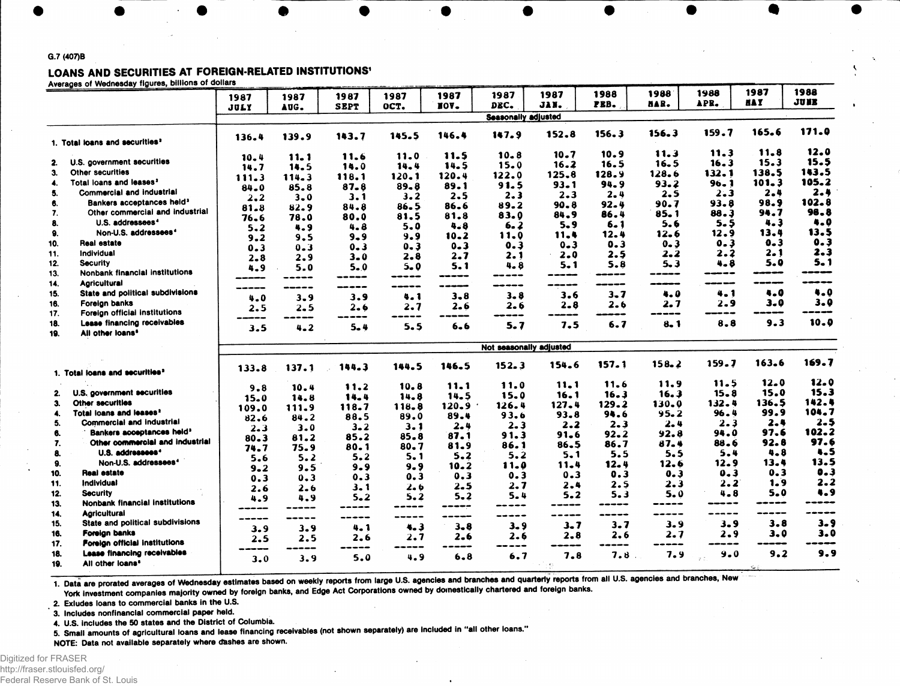G.7 (407)B

## LOANS AND SECURITIES AT FOREIGN-RELATED INSTITUTIONS[1]

Averages of Wednesday figures, billions of dollars

| | 1987 JULY | 1987 AUG. | 1987 SEPT | 1987 OCT. | 1987 NOV. | 1987 DEC. | 1987 JAN. | 1988 FEB. | 1988 MAR. | 1988 APR. | 1987 MAY | 1988 JUNE |
|---|---|---|---|---|---|---|---|---|---|---|---|---|
| | | | | | | Seasonally adjusted | | | | | | |
| 1. Total loans and securities[2] | 136.4 | 139.9 | 143.7 | 145.5 | 146.4 | 147.9 | 152.8 | 156.3 | 156.3 | 159.7 | 165.6 | 171.0 |
| 2. U.S. government securities | 10.4 | 11.1 | 11.6 | 11.0 | 11.5 | 10.8 | 10.7 | 10.9 | 11.3 | 11.3 | 11.8 | 12.0 |
| 3. Other securities | 14.7 | 14.5 | 14.0 | 14.4 | 14.5 | 15.0 | 16.2 | 16.5 | 16.5 | 16.3 | 15.3 | 15.5 |
| 4. Total loans and leases[2] | 111.3 | 114.3 | 118.1 | 120.1 | 120.4 | 122.0 | 125.8 | 128.9 | 128.6 | 132.1 | 138.5 | 143.5 |
| 5. Commercial and industrial | 84.0 | 85.8 | 87.8 | 89.8 | 89.1 | 91.5 | 93.1 | 94.9 | 93.2 | 96.1 | 101.3 | 105.2 |
| 6. Bankers acceptances held[3] | 2.2 | 3.0 | 3.1 | 3.2 | 2.5 | 2.3 | 2.3 | 2.4 | 2.5 | 2.3 | 2.4 | 2.4 |
| 7. Other commercial and industrial | 81.8 | 82.9 | 84.8 | 86.5 | 86.6 | 89.2 | 90.8 | 92.4 | 90.7 | 93.8 | 98.9 | 102.8 |
| 8. U.S. addressees[4] | 76.6 | 78.0 | 80.0 | 81.5 | 81.8 | 83.0 | 84.9 | 86.4 | 85.1 | 88.3 | 94.7 | 98.8 |
| 9. Non-U.S. addressees[4] | 5.2 | 4.9 | 4.8 | 5.0 | 4.8 | 6.2 | 5.9 | 6.1 | 5.6 | 5.5 | 4.3 | 4.0 |
| 10. Real estate | 9.2 | 9.5 | 9.9 | 9.9 | 10.2 | 11.0 | 11.4 | 12.4 | 12.6 | 12.9 | 13.4 | 13.5 |
| 11. Individual | 0.3 | 0.3 | 0.3 | 0.3 | 0.3 | 0.3 | 0.3 | 0.3 | 0.3 | 0.3 | 0.3 | 0.3 |
| 12. Security | 2.8 | 2.9 | 3.0 | 2.8 | 2.7 | 2.1 | 2.0 | 2.5 | 2.2 | 2.2 | 2.1 | 2.3 |
| 13. Nonbank financial institutions | 4.9 | 5.0 | 5.0 | 5.0 | 5.1 | 4.8 | 5.1 | 5.8 | 5.3 | 4.8 | 5.0 | 5.1 |
| 14. Agricultural | ----- | ----- | ----- | ----- | ----- | ----- | ----- | ----- | ----- | ----- | ----- | ----- |
| 15. State and political subdivisions | ----- | ----- | ----- | ----- | ----- | ----- | ----- | ----- | ----- | ----- | ----- | ----- |
| 16. Foreign banks | 4.0 | 3.9 | 3.9 | 4.1 | 3.8 | 3.8 | 3.6 | 3.7 | 4.0 | 4.1 | 4.0 | 4.0 |
| 17. Foreign official institutions | 2.5 | 2.5 | 2.6 | 2.7 | 2.6 | 2.6 | 2.8 | 2.6 | 2.7 | 2.9 | 3.0 | 3.0 |
| 18. Lease financing receivables | ----- | ----- | ----- | ----- | ----- | ----- | ----- | ----- | ----- | ----- | ----- | ----- |
| 19. All other loans[5] | 3.5 | 4.2 | 5.4 | 5.5 | 6.6 | 5.7 | 7.5 | 6.7 | 8.1 | 8.8 | 9.3 | 10.0 |
| | | | | | | Not seasonally adjusted | | | | | | |
| 1. Total loans and securities[2] | 133.8 | 137.1 | 144.3 | 144.5 | 146.5 | 152.3 | 154.6 | 157.1 | 158.2 | 159.7 | 163.6 | 169.7 |
| 2. U.S. government securities | 9.8 | 10.4 | 11.2 | 10.8 | 11.1 | 11.0 | 11.1 | 11.6 | 11.9 | 11.5 | 12.0 | 12.0 |
| 3. Other securities | 15.0 | 14.8 | 14.4 | 14.8 | 14.5 | 15.0 | 16.1 | 16.3 | 16.3 | 15.8 | 15.0 | 15.3 |
| 4. Total loans and leases[2] | 109.0 | 111.9 | 118.7 | 118.8 | 120.9 | 126.4 | 127.4 | 129.2 | 130.0 | 132.4 | 136.5 | 142.4 |
| 5. Commercial and industrial | 82.6 | 84.2 | 88.5 | 89.0 | 89.4 | 93.6 | 93.8 | 94.6 | 95.2 | 96.4 | 99.9 | 104.7 |
| 6. Bankers acceptances held[3] | 2.3 | 3.0 | 3.2 | 3.1 | 2.4 | 2.3 | 2.2 | 2.3 | 2.4 | 2.3 | 2.4 | 2.5 |
| 7. Other commercial and industrial | 80.3 | 81.2 | 85.2 | 85.8 | 87.1 | 91.3 | 91.6 | 92.2 | 92.8 | 94.0 | 97.6 | 102.2 |
| 8. U.S. addressees[4] | 74.7 | 75.9 | 80.1 | 80.7 | 81.9 | 86.1 | 86.5 | 86.7 | 87.4 | 88.6 | 92.8 | 97.6 |
| 9. Non-U.S. addressees[4] | 5.6 | 5.2 | 5.2 | 5.1 | 5.2 | 5.2 | 5.1 | 5.5 | 5.5 | 5.4 | 4.8 | 4.5 |
| 10. Real estate | 9.2 | 9.5 | 9.9 | 9.9 | 10.2 | 11.0 | 11.4 | 12.4 | 12.6 | 12.9 | 13.4 | 13.5 |
| 11. Individual | 0.3 | 0.3 | 0.3 | 0.3 | 0.3 | 0.3 | 0.3 | 0.3 | 0.3 | 0.3 | 0.3 | 0.3 |
| 12. Security | 2.6 | 2.6 | 3.1 | 2.6 | 2.5 | 2.7 | 2.4 | 2.5 | 2.3 | 2.2 | 1.9 | 2.2 |
| 13. Nonbank financial institutions | 4.9 | 4.9 | 5.2 | 5.2 | 5.2 | 5.4 | 5.2 | 5.3 | 5.0 | 4.8 | 5.0 | 4.9 |
| 14. Agricultural | ----- | ----- | ----- | ----- | ----- | ----- | ----- | ----- | ----- | ----- | ----- | ----- |
| 15. State and political subdivisions | ----- | ----- | ----- | ----- | ----- | ----- | ----- | ----- | ----- | ----- | ----- | ----- |
| 16. Foreign banks | 3.9 | 3.9 | 4.1 | 4.3 | 3.8 | 3.9 | 3.7 | 3.7 | 3.9 | 3.9 | 3.8 | 3.9 |
| 17. Foreign official institutions | 2.5 | 2.5 | 2.6 | 2.7 | 2.6 | 2.6 | 2.8 | 2.6 | 2.7 | 2.9 | 3.0 | 3.0 |
| 18. Lease financing receivables | ----- | ----- | ----- | ----- | ----- | ----- | ----- | ----- | ----- | ----- | ----- | ----- |
| 19. All other loans[5] | 3.0 | 3.9 | 5.0 | 4.9 | 6.8 | 6.7 | 7.8 | 7.8 | 7.9 | 9.0 | 9.2 | 9.9 |

1. Data are prorated averages of Wednesday estimates based on weekly reports from large U.S. agencies and branches and quarterly reports from all U.S. agencies and branches, New York investment companies majority owned by foreign banks, and Edge Act Corporations owned by domestically chartered and foreign banks.
2. Exludes loans to commercial banks in the U.S.
3. Includes nonfinancial commercial paper held.
4. U.S. includes the 50 states and the District of Columbia.
5. Small amounts of agricultural loans and lease financing receivables (not shown separately) are included in "all other loans."

NOTE: Data not available separately where dashes are shown.